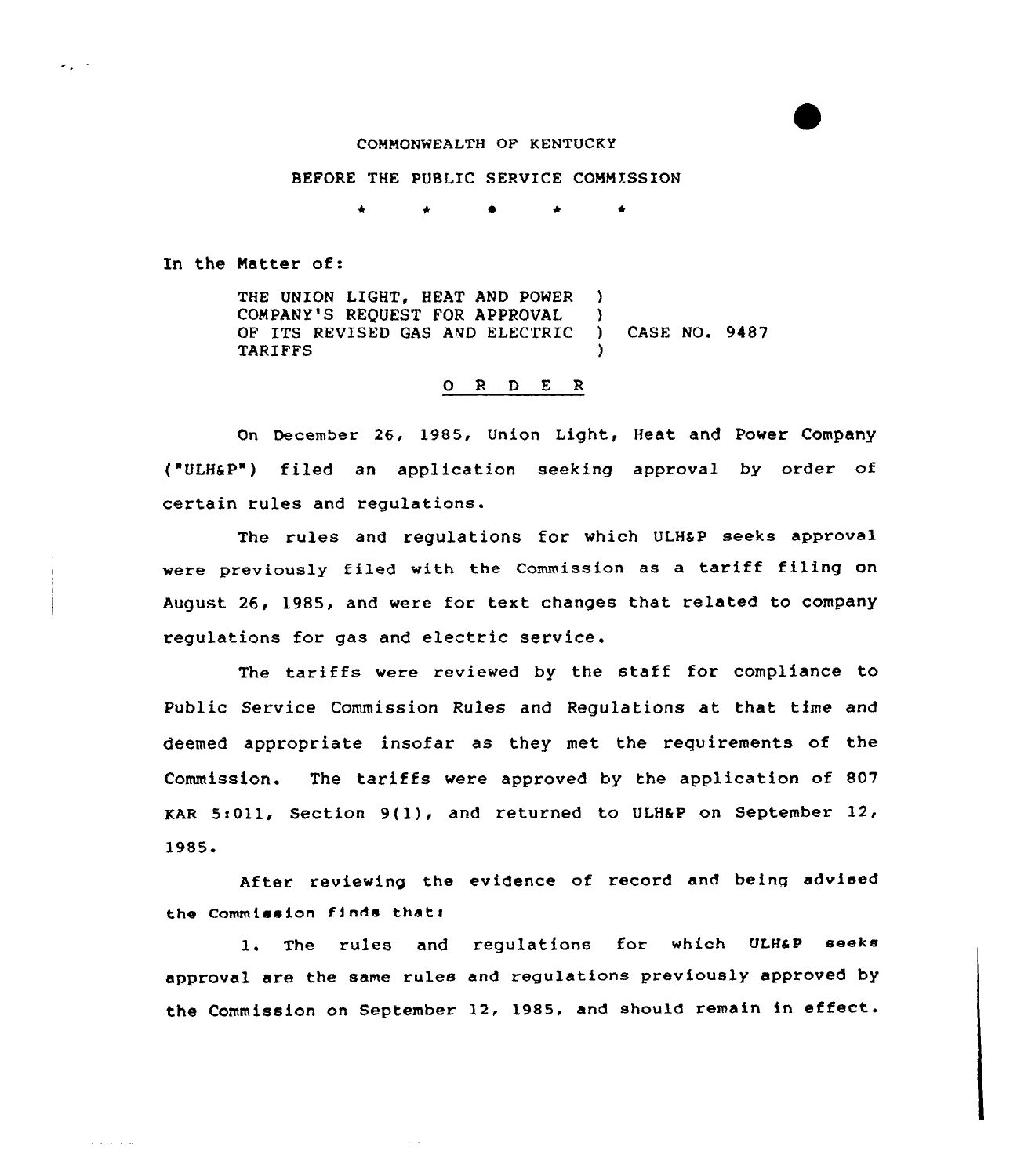COMMONWEALTH OF KENTUCKY

BEFORE THE PUBLIC SERVICE COMMISSION

\* \* \* \* \*

In the Matter of:

| | | |
|---|---|---|
| THE UNION LIGHT, HEAT AND POWER COMPANY'S REQUEST FOR APPROVAL OF ITS REVISED GAS AND ELECTRIC TARIFFS | ) ) ) ) | CASE NO. 9487 |

O R D E R

On December 26, 1985, Union Light, Heat and Power Company ("ULH&P") filed an application seeking approval by order of certain rules and regulations.

The rules and regulations for which ULH&P seeks approval were previously filed with the Commission as a tariff filing on August 26, 1985, and were for text changes that related to company regulations for gas and electric service.

The tariffs were reviewed by the staff for compliance to Public Service Commission Rules and Regulations at that time and deemed appropriate insofar as they met the requirements of the Commission. The tariffs were approved by the application of 807 KAR 5:011, Section 9(1), and returned to ULH&P on September 12, 1985.

After reviewing the evidence of record and being advised the Commission finds that:

1. The rules and regulations for which ULH&P seeks approval are the same rules and regulations previously approved by the Commission on September 12, 1985, and should remain in effect.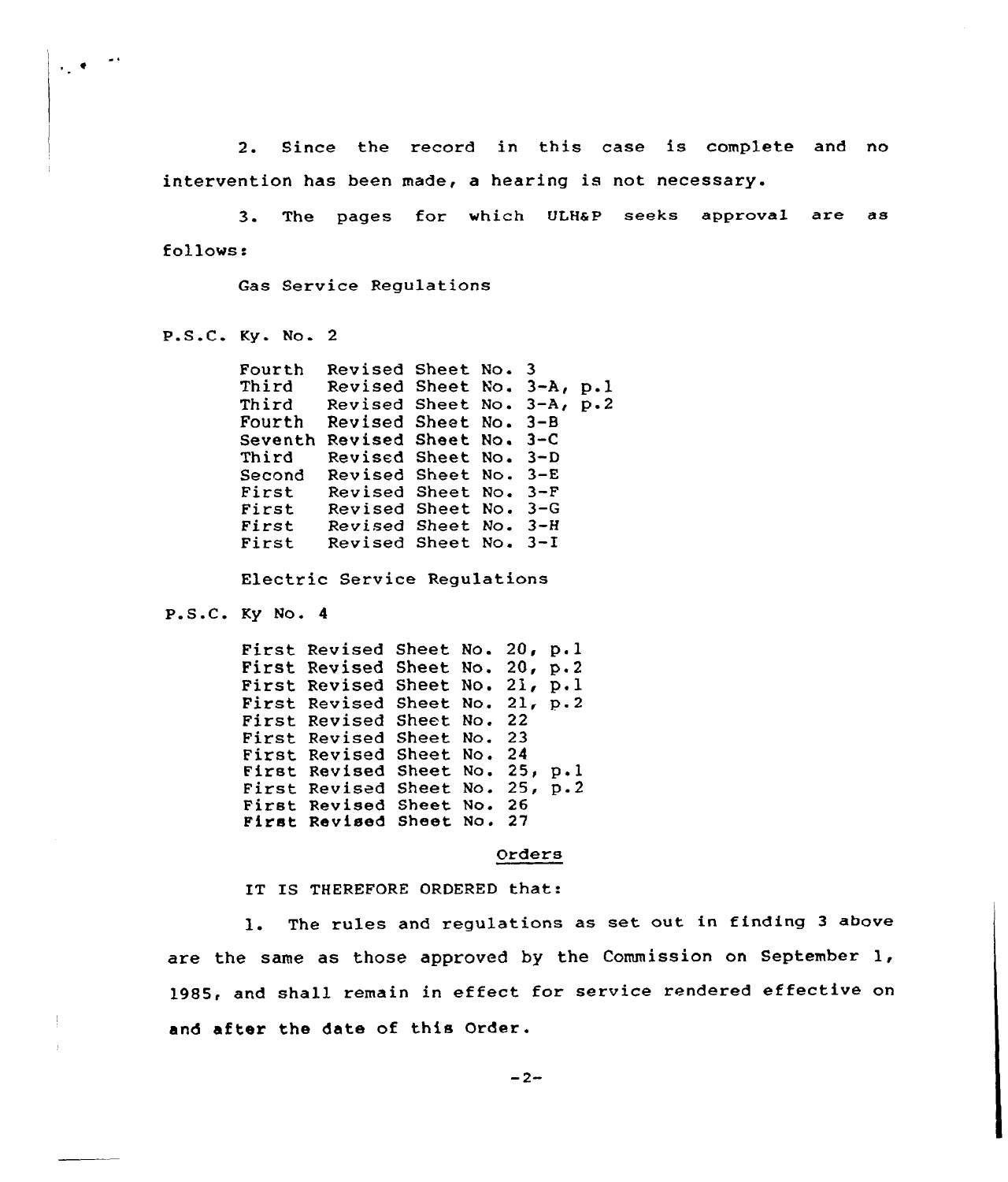2. Since the record in this case is complete and no intervention has been made, a hearing is not necessary.

3. The pages for which ULH&P seeks approval are as follows:

Gas Service Regulations

P.S.C. Ky. No. 2

Fourth Revised Sheet No. 3
Third Revised Sheet No. 3-A, p.1
Third Revised Sheet No. 3-A, p.2
Fourth Revised Sheet No. 3-B
Seventh Revised Sheet No. 3-C
Third Revised Sheet No. 3-D
Second Revised Sheet No. 3-E
First Revised Sheet No. 3-F
First Revised Sheet No. 3-G
First Revised Sheet No. 3-H
First Revised Sheet No. 3-I

Electric Service Regulations

P.S.C. Ky No. 4

First Revised Sheet No. 20, p.1
First Revised Sheet No. 20, p.2
First Revised Sheet No. 21, p.1
First Revised Sheet No. 21, p.2
First Revised Sheet No. 22
First Revised Sheet No. 23
First Revised Sheet No. 24
First Revised Sheet No. 25, p.1
First Revised Sheet No. 25, p.2
First Revised Sheet No. 26
First Revised Sheet No. 27

## Orders

IT IS THEREFORE ORDERED that:

1. The rules and regulations as set out in finding 3 above are the same as those approved by the Commission on September 1, 1985, and shall remain in effect for service rendered effective on and after the date of this Order.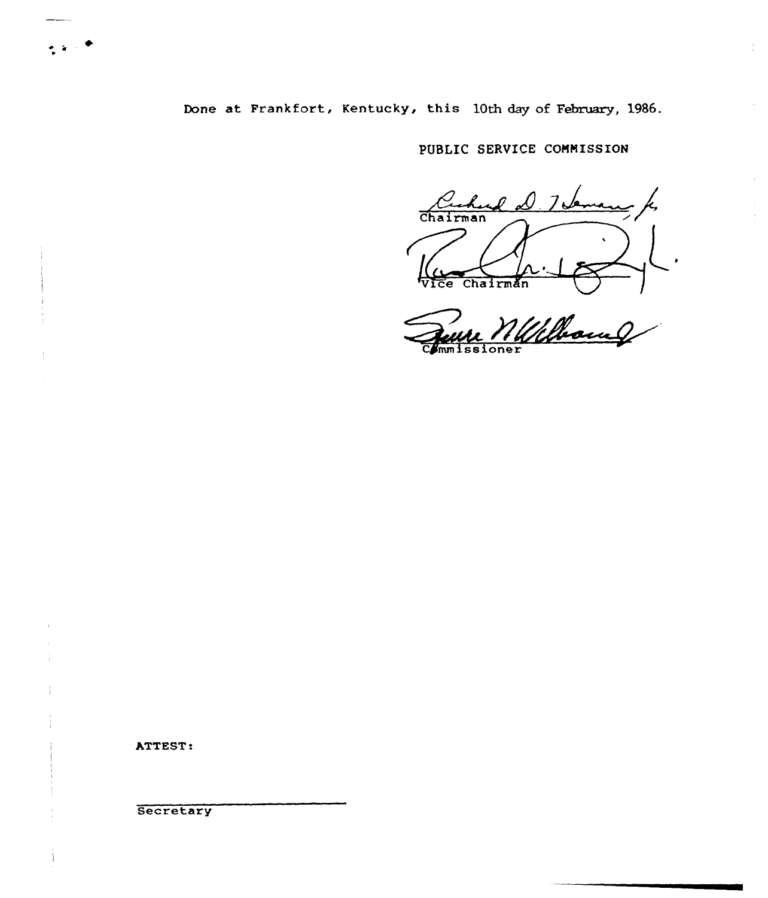Done at Frankfort, Kentucky, this 10th day of February, 1986.

PUBLIC SERVICE COMMISSION

Chairman

Vice Chairman

Commissioner

ATTEST:

Secretary